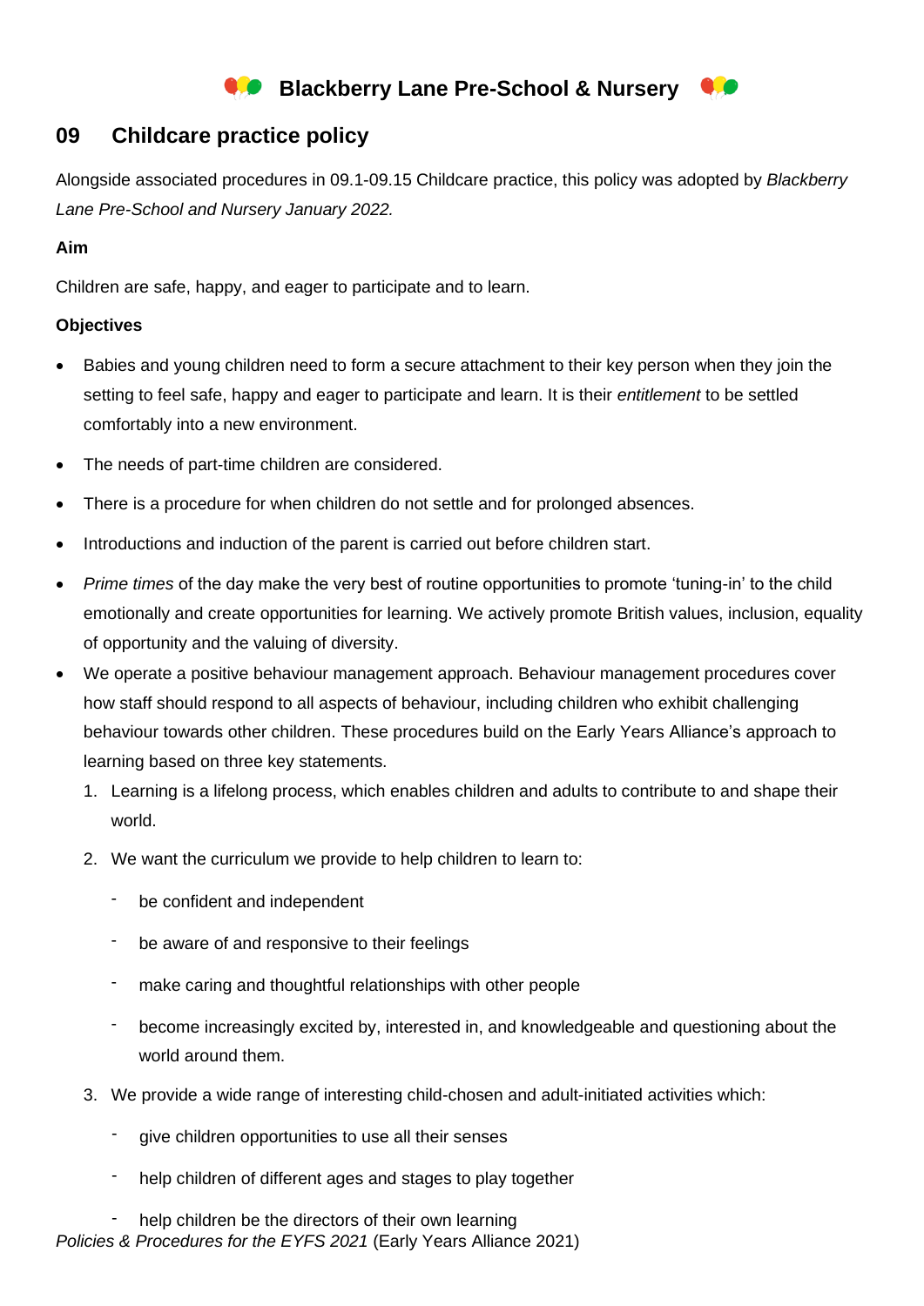# Blackberry Lane Pre-School & Nursery

## 09 Childcare practice policy

Alongside associated procedures in 09.1-09.15 Childcare practice, this policy was adopted by *Blackberry Lane Pre-School and Nursery January 2022.*

**Aim**

Children are safe, happy, and eager to participate and to learn.

**Objectives**

- Babies and young children need to form a secure attachment to their key person when they join the setting to feel safe, happy and eager to participate and learn. It is their *entitlement* to be settled comfortably into a new environment.
- The needs of part-time children are considered.
- There is a procedure for when children do not settle and for prolonged absences.
- Introductions and induction of the parent is carried out before children start.
- *Prime times* of the day make the very best of routine opportunities to promote 'tuning-in' to the child emotionally and create opportunities for learning. We actively promote British values, inclusion, equality of opportunity and the valuing of diversity.
- We operate a positive behaviour management approach. Behaviour management procedures cover how staff should respond to all aspects of behaviour, including children who exhibit challenging behaviour towards other children. These procedures build on the Early Years Alliance's approach to learning based on three key statements.
  1. Learning is a lifelong process, which enables children and adults to contribute to and shape their world.
  2. We want the curriculum we provide to help children to learn to:
     - be confident and independent
     - be aware of and responsive to their feelings
     - make caring and thoughtful relationships with other people
     - become increasingly excited by, interested in, and knowledgeable and questioning about the world around them.
  3. We provide a wide range of interesting child-chosen and adult-initiated activities which:
     - give children opportunities to use all their senses
     - help children of different ages and stages to play together
     - help children be the directors of their own learning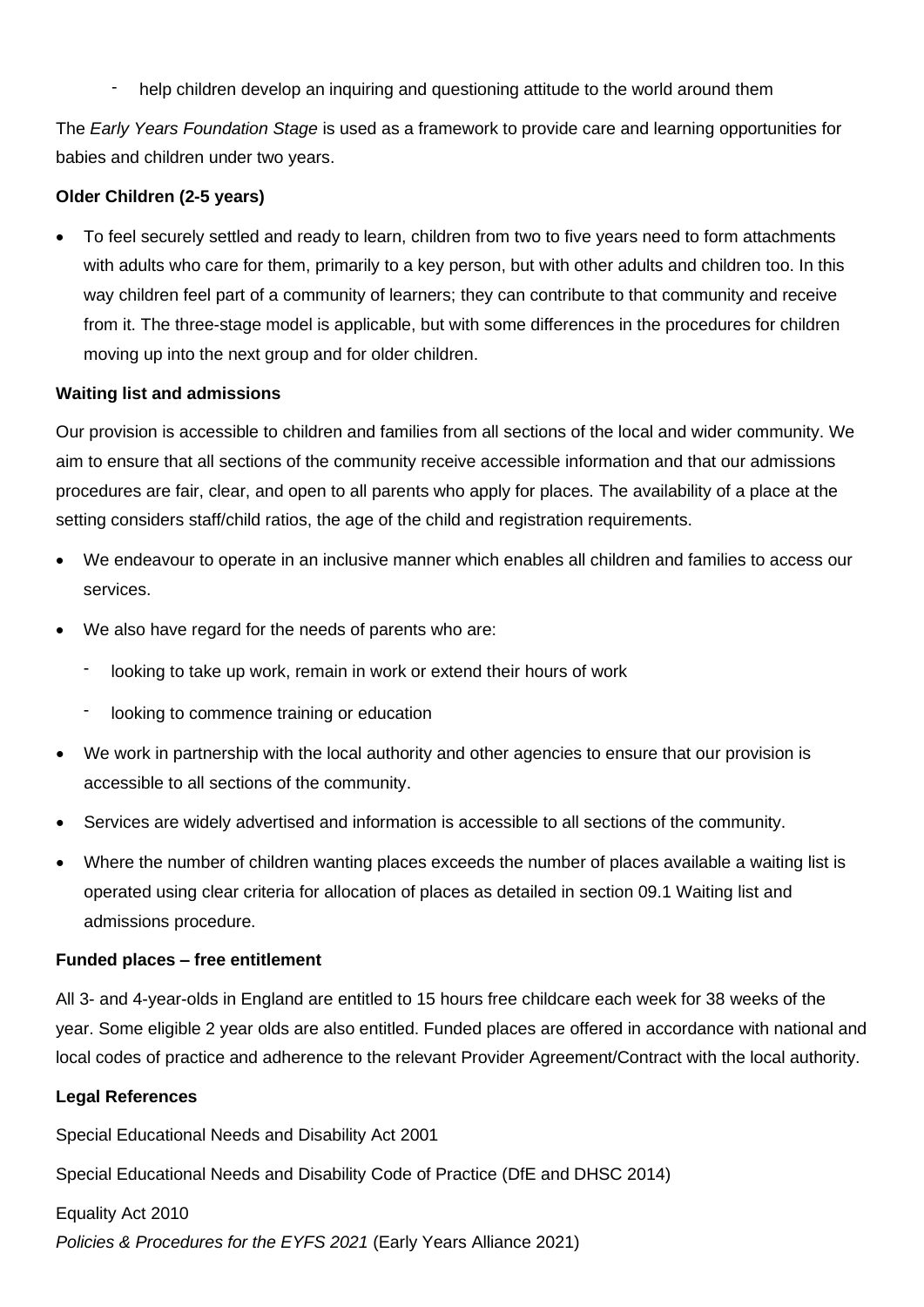- help children develop an inquiring and questioning attitude to the world around them

The *Early Years Foundation Stage* is used as a framework to provide care and learning opportunities for babies and children under two years.

**Older Children (2-5 years)**

- To feel securely settled and ready to learn, children from two to five years need to form attachments with adults who care for them, primarily to a key person, but with other adults and children too. In this way children feel part of a community of learners; they can contribute to that community and receive from it. The three-stage model is applicable, but with some differences in the procedures for children moving up into the next group and for older children.

**Waiting list and admissions**

Our provision is accessible to children and families from all sections of the local and wider community. We aim to ensure that all sections of the community receive accessible information and that our admissions procedures are fair, clear, and open to all parents who apply for places. The availability of a place at the setting considers staff/child ratios, the age of the child and registration requirements.

- We endeavour to operate in an inclusive manner which enables all children and families to access our services.
- We also have regard for the needs of parents who are:
  - looking to take up work, remain in work or extend their hours of work
  - looking to commence training or education
- We work in partnership with the local authority and other agencies to ensure that our provision is accessible to all sections of the community.
- Services are widely advertised and information is accessible to all sections of the community.
- Where the number of children wanting places exceeds the number of places available a waiting list is operated using clear criteria for allocation of places as detailed in section 09.1 Waiting list and admissions procedure.

**Funded places – free entitlement**

All 3- and 4-year-olds in England are entitled to 15 hours free childcare each week for 38 weeks of the year. Some eligible 2 year olds are also entitled. Funded places are offered in accordance with national and local codes of practice and adherence to the relevant Provider Agreement/Contract with the local authority.

**Legal References**

Special Educational Needs and Disability Act 2001

Special Educational Needs and Disability Code of Practice (DfE and DHSC 2014)

Equality Act 2010

*Policies & Procedures for the EYFS 2021* (Early Years Alliance 2021)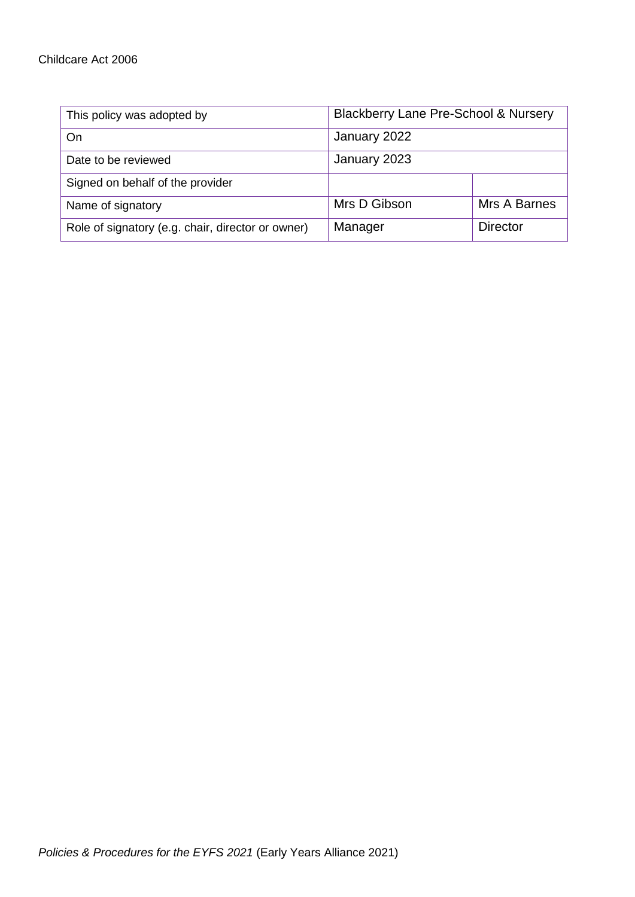Childcare Act 2006

| | | |
|---|---|---|
| This policy was adopted by | Blackberry Lane Pre-School & Nursery | |
| On | January 2022 | |
| Date to be reviewed | January 2023 | |
| Signed on behalf of the provider | | |
| Name of signatory | Mrs D Gibson | Mrs A Barnes |
| Role of signatory (e.g. chair, director or owner) | Manager | Director |